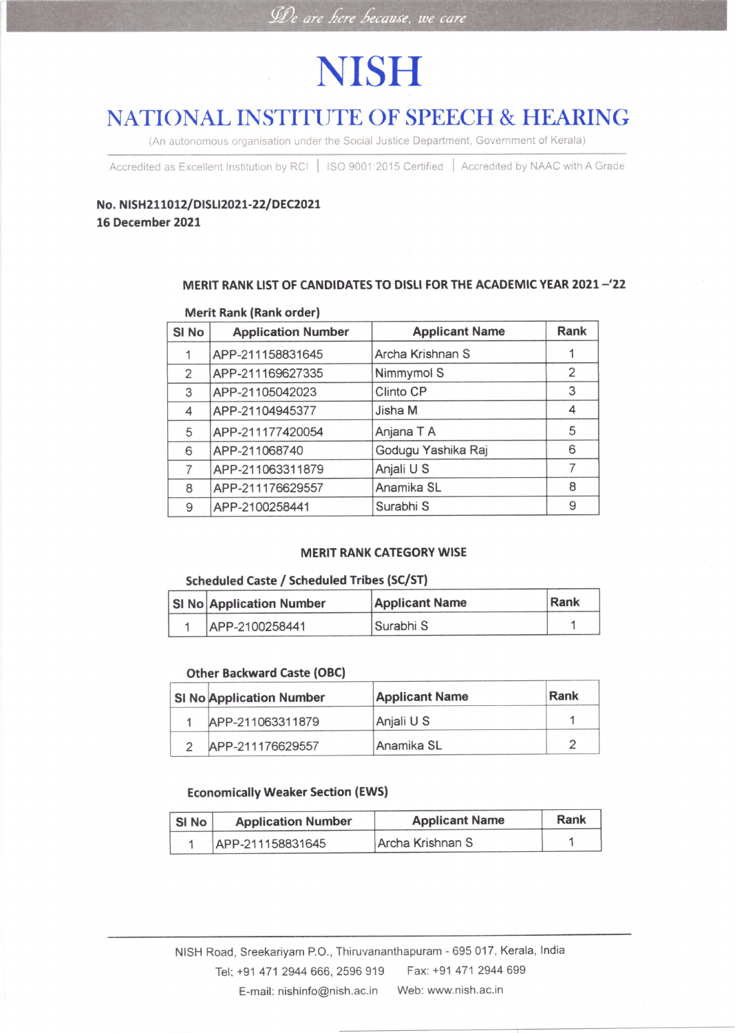*We are here because, we care*

# NISH

## NATIONAL INSTITUTE OF SPEECH & HEARING

(An autonomous organisation under the Social Justice Department, Government of Kerala)

Accredited as Excellent Institution by RCI | ISO 9001:2015 Certified | Accredited by NAAC with A Grade

**No. NISH211012/DISLI2021-22/DEC2021**
**16 December 2021**

### MERIT RANK LIST OF CANDIDATES TO DISLI FOR THE ACADEMIC YEAR 2021 –'22

**Merit Rank (Rank order)**

| Sl No | Application Number | Applicant Name | Rank |
|---|---|---|---|
| 1 | APP-211158831645 | Archa Krishnan S | 1 |
| 2 | APP-211169627335 | Nimmymol S | 2 |
| 3 | APP-21105042023 | Clinto CP | 3 |
| 4 | APP-21104945377 | Jisha M | 4 |
| 5 | APP-211177420054 | Anjana T A | 5 |
| 6 | APP-211068740 | Godugu Yashika Raj | 6 |
| 7 | APP-211063311879 | Anjali U S | 7 |
| 8 | APP-211176629557 | Anamika SL | 8 |
| 9 | APP-2100258441 | Surabhi S | 9 |

### MERIT RANK CATEGORY WISE

**Scheduled Caste / Scheduled Tribes (SC/ST)**

| Sl No | Application Number | Applicant Name | Rank |
|---|---|---|---|
| 1 | APP-2100258441 | Surabhi S | 1 |

**Other Backward Caste (OBC)**

| Sl No | Application Number | Applicant Name | Rank |
|---|---|---|---|
| 1 | APP-211063311879 | Anjali U S | 1 |
| 2 | APP-211176629557 | Anamika SL | 2 |

**Economically Weaker Section (EWS)**

| Sl No | Application Number | Applicant Name | Rank |
|---|---|---|---|
| 1 | APP-211158831645 | Archa Krishnan S | 1 |

NISH Road, Sreekariyam P.O., Thiruvananthapuram - 695 017, Kerala, India
Tel: +91 471 2944 666, 2596 919 Fax: +91 471 2944 699
E-mail: nishinfo@nish.ac.in Web: www.nish.ac.in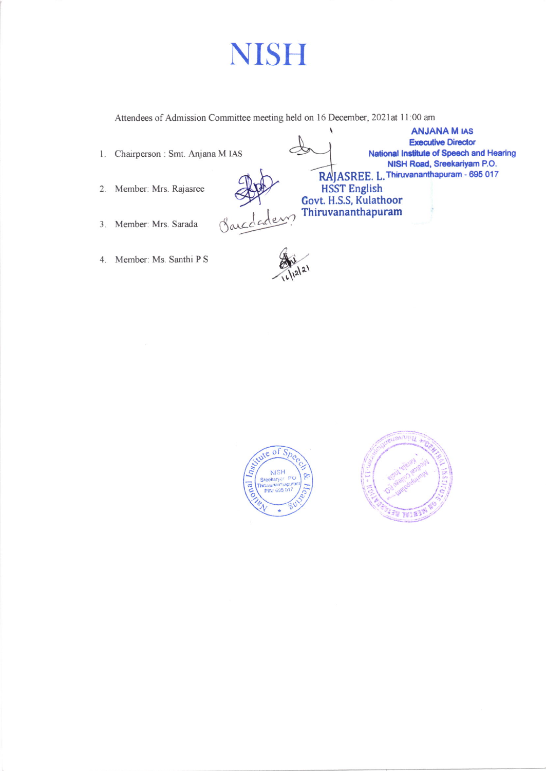# NISH

Attendees of Admission Committee meeting held on 16 December, 2021at 11:00 am

1. Chairperson : Smt. Anjana M IAS
2. Member: Mrs. Rajasree
3. Member: Mrs. Sarada
4. Member: Ms. Santhi P S

ANJANA M IAS
Executive Director
National Institute of Speech and Hearing
NISH Road, Sreekariyam P.O.
Thiruvananthapuram - 695 017

RAJASREE. L.
HSST English
Govt. H.S.S, Kulathoor
Thiruvananthapuram

16/12/21